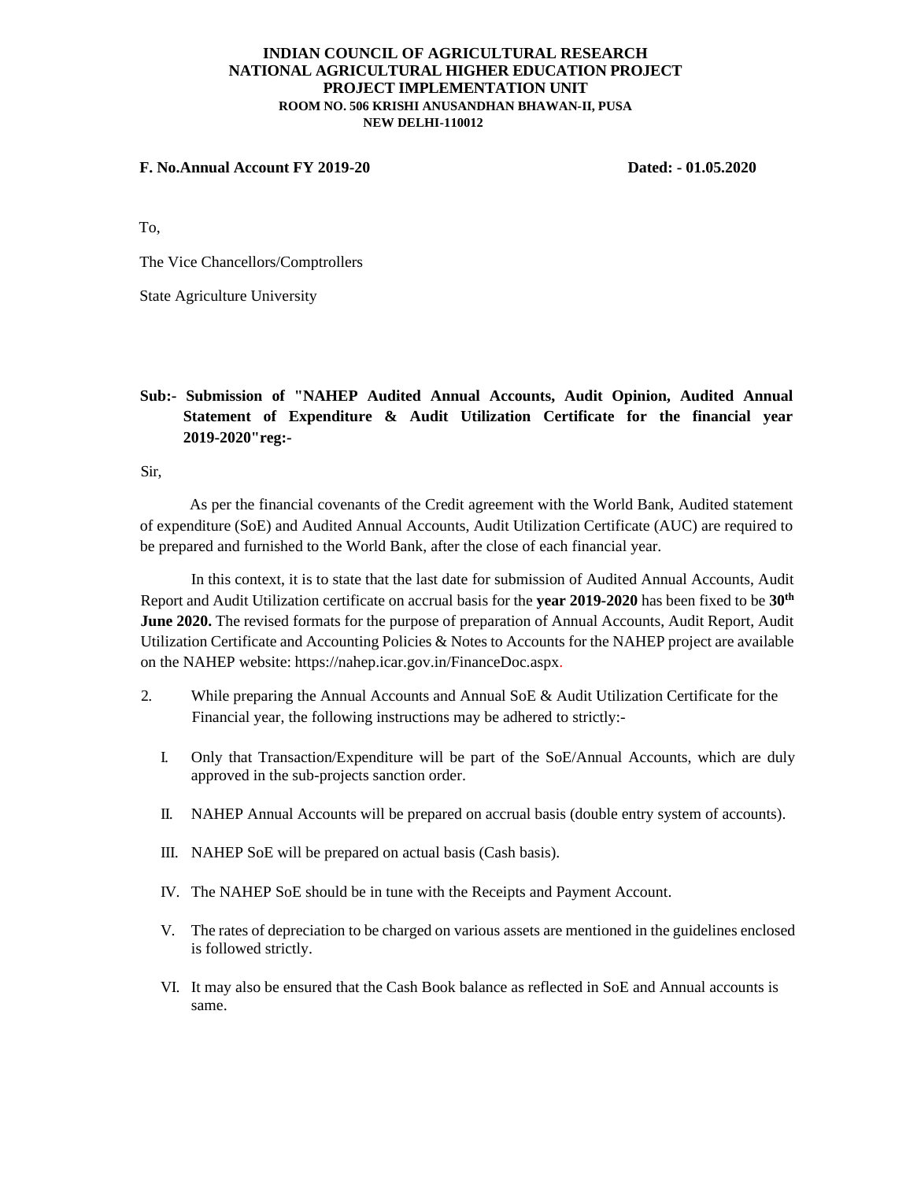**INDIAN COUNCIL OF AGRICULTURAL RESEARCH**
**NATIONAL AGRICULTURAL HIGHER EDUCATION PROJECT**
**PROJECT IMPLEMENTATION UNIT**
**ROOM NO. 506 KRISHI ANUSANDHAN BHAWAN-II, PUSA**
**NEW DELHI-110012**

**F. No.Annual Account FY 2019-20** **Dated: - 01.05.2020**

To,

The Vice Chancellors/Comptrollers

State Agriculture University

**Sub:- Submission of "NAHEP Audited Annual Accounts, Audit Opinion, Audited Annual Statement of Expenditure & Audit Utilization Certificate for the financial year 2019-2020"reg:-**

Sir,

As per the financial covenants of the Credit agreement with the World Bank, Audited statement of expenditure (SoE) and Audited Annual Accounts, Audit Utilization Certificate (AUC) are required to be prepared and furnished to the World Bank, after the close of each financial year.

In this context, it is to state that the last date for submission of Audited Annual Accounts, Audit Report and Audit Utilization certificate on accrual basis for the **year 2019-2020** has been fixed to be **30th June 2020.** The revised formats for the purpose of preparation of Annual Accounts, Audit Report, Audit Utilization Certificate and Accounting Policies & Notes to Accounts for the NAHEP project are available on the NAHEP website: https://nahep.icar.gov.in/FinanceDoc.aspx.

2. While preparing the Annual Accounts and Annual SoE & Audit Utilization Certificate for the Financial year, the following instructions may be adhered to strictly:-

I. Only that Transaction/Expenditure will be part of the SoE/Annual Accounts, which are duly approved in the sub-projects sanction order.

II. NAHEP Annual Accounts will be prepared on accrual basis (double entry system of accounts).

III. NAHEP SoE will be prepared on actual basis (Cash basis).

IV. The NAHEP SoE should be in tune with the Receipts and Payment Account.

V. The rates of depreciation to be charged on various assets are mentioned in the guidelines enclosed is followed strictly.

VI. It may also be ensured that the Cash Book balance as reflected in SoE and Annual accounts is same.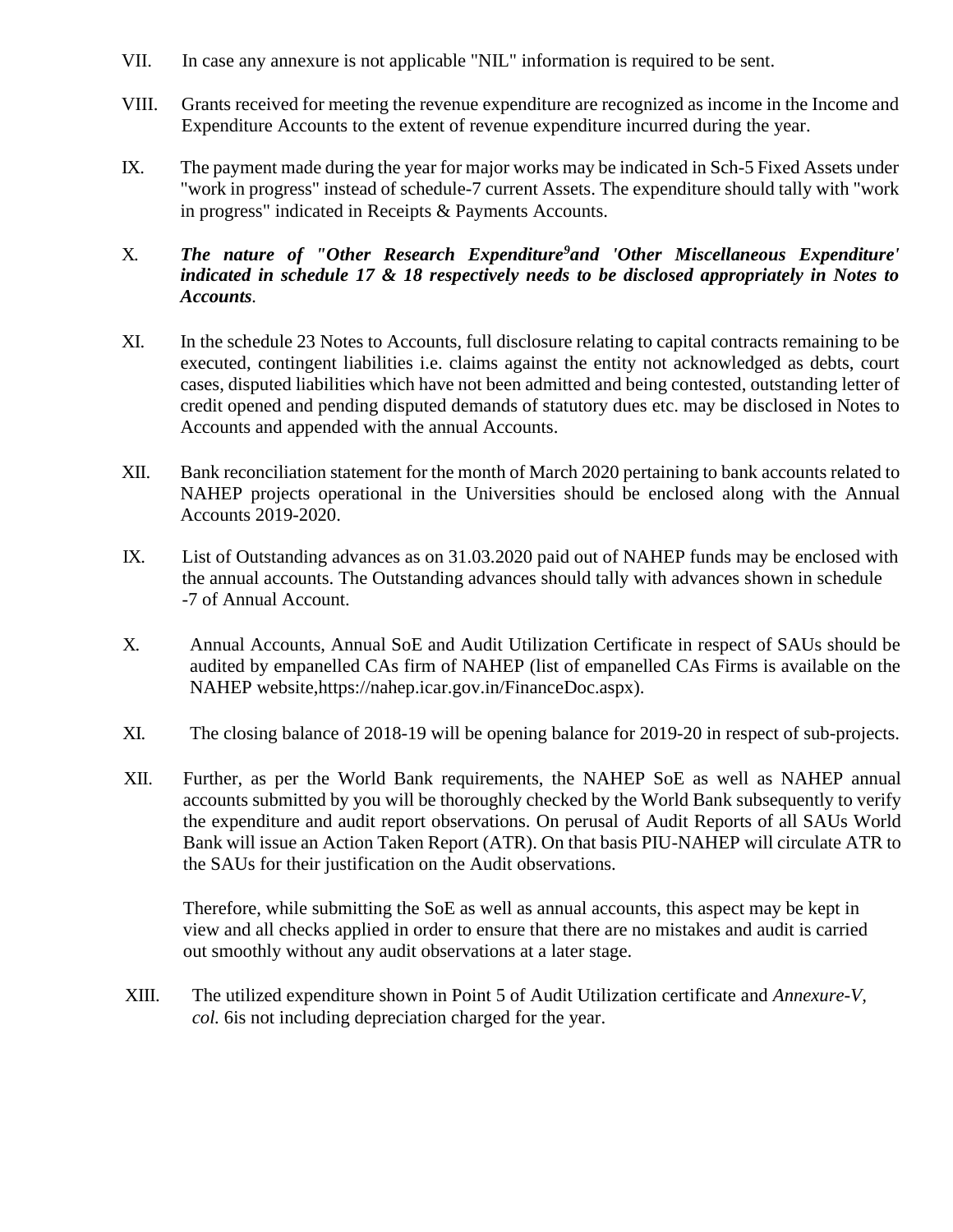VII. In case any annexure is not applicable "NIL" information is required to be sent.

VIII. Grants received for meeting the revenue expenditure are recognized as income in the Income and Expenditure Accounts to the extent of revenue expenditure incurred during the year.

IX. The payment made during the year for major works may be indicated in Sch-5 Fixed Assets under "work in progress" instead of schedule-7 current Assets. The expenditure should tally with "work in progress" indicated in Receipts & Payments Accounts.

X. ***The nature of "Other Research Expenditure[9]and 'Other Miscellaneous Expenditure' indicated in schedule 17 & 18 respectively needs to be disclosed appropriately in Notes to Accounts*.**

XI. In the schedule 23 Notes to Accounts, full disclosure relating to capital contracts remaining to be executed, contingent liabilities i.e. claims against the entity not acknowledged as debts, court cases, disputed liabilities which have not been admitted and being contested, outstanding letter of credit opened and pending disputed demands of statutory dues etc. may be disclosed in Notes to Accounts and appended with the annual Accounts.

XII. Bank reconciliation statement for the month of March 2020 pertaining to bank accounts related to NAHEP projects operational in the Universities should be enclosed along with the Annual Accounts 2019-2020.

IX. List of Outstanding advances as on 31.03.2020 paid out of NAHEP funds may be enclosed with the annual accounts. The Outstanding advances should tally with advances shown in schedule -7 of Annual Account.

X. Annual Accounts, Annual SoE and Audit Utilization Certificate in respect of SAUs should be audited by empanelled CAs firm of NAHEP (list of empanelled CAs Firms is available on the NAHEP website,https://nahep.icar.gov.in/FinanceDoc.aspx).

XI. The closing balance of 2018-19 will be opening balance for 2019-20 in respect of sub-projects.

XII. Further, as per the World Bank requirements, the NAHEP SoE as well as NAHEP annual accounts submitted by you will be thoroughly checked by the World Bank subsequently to verify the expenditure and audit report observations. On perusal of Audit Reports of all SAUs World Bank will issue an Action Taken Report (ATR). On that basis PIU-NAHEP will circulate ATR to the SAUs for their justification on the Audit observations.

Therefore, while submitting the SoE as well as annual accounts, this aspect may be kept in view and all checks applied in order to ensure that there are no mistakes and audit is carried out smoothly without any audit observations at a later stage.

XIII. The utilized expenditure shown in Point 5 of Audit Utilization certificate and *Annexure-V, col.* 6is not including depreciation charged for the year.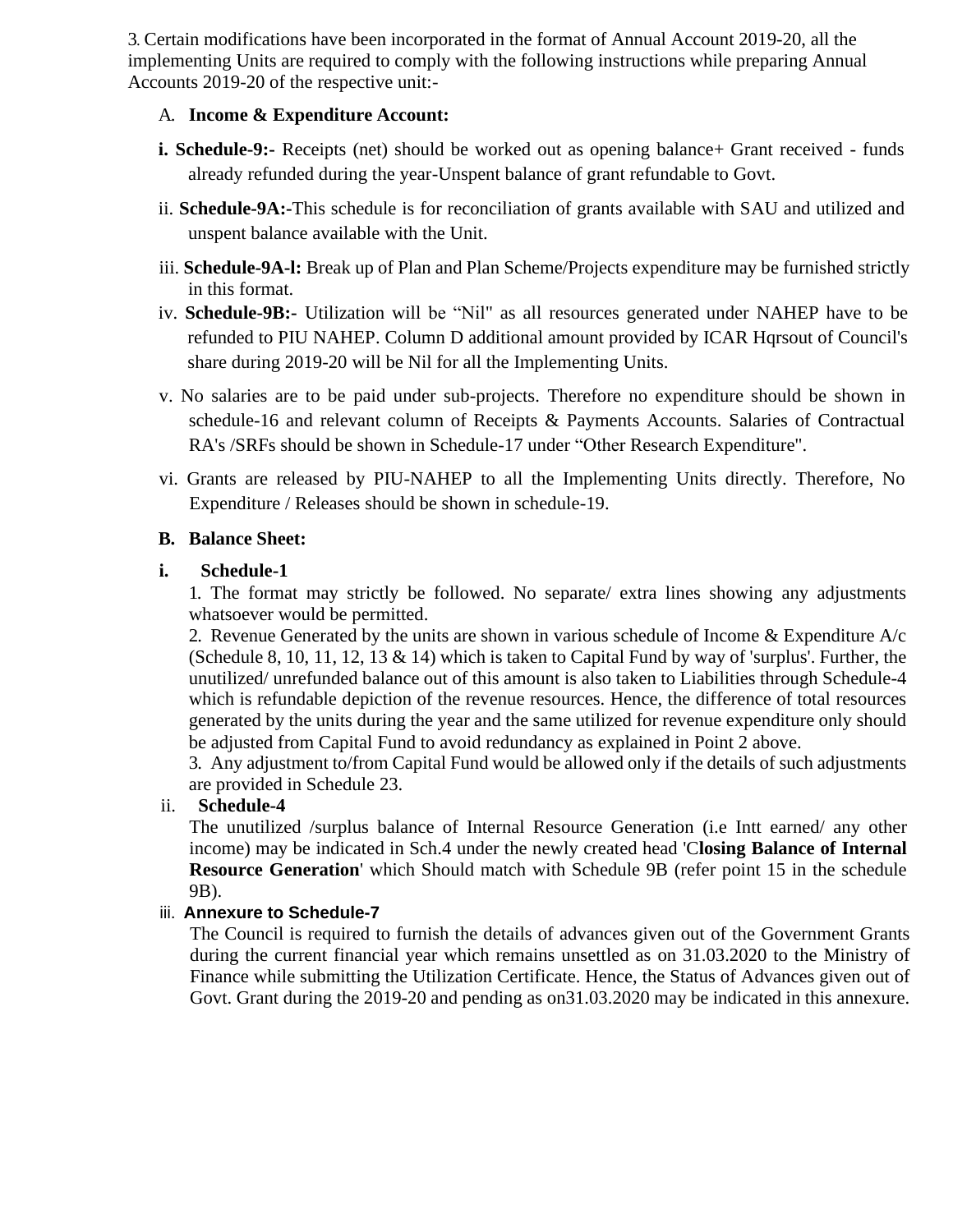3. Certain modifications have been incorporated in the format of Annual Account 2019-20, all the implementing Units are required to comply with the following instructions while preparing Annual Accounts 2019-20 of the respective unit:-

A. **Income & Expenditure Account:**

**i. Schedule-9:-** Receipts (net) should be worked out as opening balance+ Grant received - funds already refunded during the year-Unspent balance of grant refundable to Govt.

ii. **Schedule-9A:-**This schedule is for reconciliation of grants available with SAU and utilized and unspent balance available with the Unit.

iii. **Schedule-9A-l:** Break up of Plan and Plan Scheme/Projects expenditure may be furnished strictly in this format.

iv. **Schedule-9B:-** Utilization will be "Nil" as all resources generated under NAHEP have to be refunded to PIU NAHEP. Column D additional amount provided by ICAR Hqrsout of Council's share during 2019-20 will be Nil for all the Implementing Units.

v. No salaries are to be paid under sub-projects. Therefore no expenditure should be shown in schedule-16 and relevant column of Receipts & Payments Accounts. Salaries of Contractual RA's /SRFs should be shown in Schedule-17 under "Other Research Expenditure".

vi. Grants are released by PIU-NAHEP to all the Implementing Units directly. Therefore, No Expenditure / Releases should be shown in schedule-19.

**B. Balance Sheet:**

**i. Schedule-1**

1. The format may strictly be followed. No separate/ extra lines showing any adjustments whatsoever would be permitted.

2. Revenue Generated by the units are shown in various schedule of Income & Expenditure A/c (Schedule 8, 10, 11, 12, 13 & 14) which is taken to Capital Fund by way of 'surplus'. Further, the unutilized/ unrefunded balance out of this amount is also taken to Liabilities through Schedule-4 which is refundable depiction of the revenue resources. Hence, the difference of total resources generated by the units during the year and the same utilized for revenue expenditure only should be adjusted from Capital Fund to avoid redundancy as explained in Point 2 above.

3. Any adjustment to/from Capital Fund would be allowed only if the details of such adjustments are provided in Schedule 23.

ii. **Schedule-4**

The unutilized /surplus balance of Internal Resource Generation (i.e Intt earned/ any other income) may be indicated in Sch.4 under the newly created head 'C**losing Balance of Internal Resource Generation**' which Should match with Schedule 9B (refer point 15 in the schedule 9B).

iii. **Annexure to Schedule-7**

The Council is required to furnish the details of advances given out of the Government Grants during the current financial year which remains unsettled as on 31.03.2020 to the Ministry of Finance while submitting the Utilization Certificate. Hence, the Status of Advances given out of Govt. Grant during the 2019-20 and pending as on31.03.2020 may be indicated in this annexure.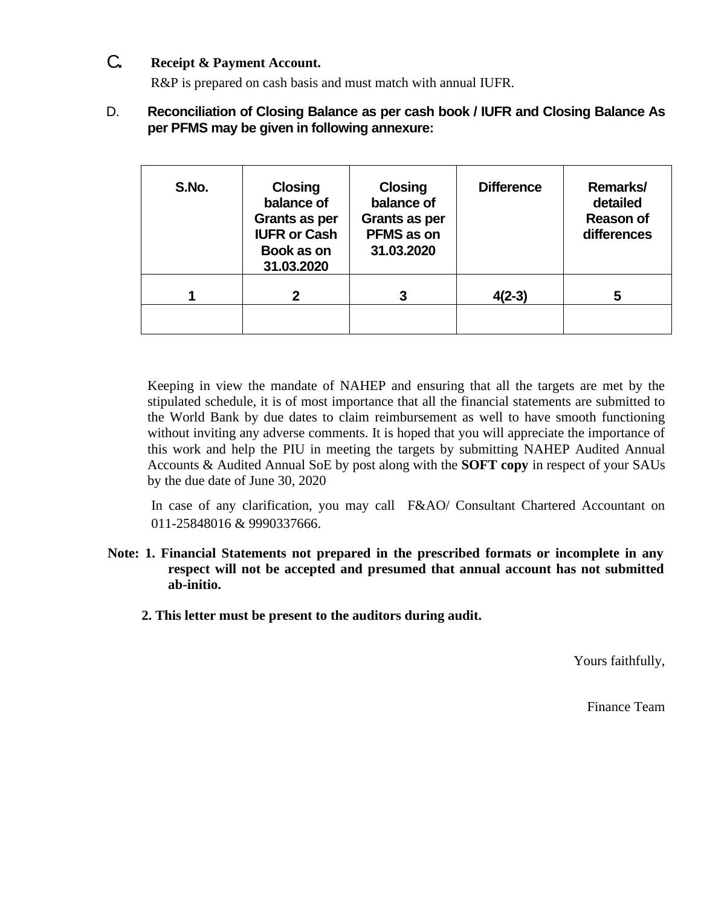C. **Receipt & Payment Account.**

R&P is prepared on cash basis and must match with annual IUFR.

D. **Reconciliation of Closing Balance as per cash book / IUFR and Closing Balance As per PFMS may be given in following annexure:**

| S.No. | Closing balance of Grants as per IUFR or Cash Book as on 31.03.2020 | Closing balance of Grants as per PFMS as on 31.03.2020 | Difference | Remarks/ detailed Reason of differences |
|---|---|---|---|---|
| 1 | 2 | 3 | 4(2-3) | 5 |
| | | | | |

Keeping in view the mandate of NAHEP and ensuring that all the targets are met by the stipulated schedule, it is of most importance that all the financial statements are submitted to the World Bank by due dates to claim reimbursement as well to have smooth functioning without inviting any adverse comments. It is hoped that you will appreciate the importance of this work and help the PIU in meeting the targets by submitting NAHEP Audited Annual Accounts & Audited Annual SoE by post along with the **SOFT copy** in respect of your SAUs by the due date of June 30, 2020

In case of any clarification, you may call F&AO/ Consultant Chartered Accountant on 011-25848016 & 9990337666.

**Note: 1. Financial Statements not prepared in the prescribed formats or incomplete in any respect will not be accepted and presumed that annual account has not submitted ab-initio.**

**2. This letter must be present to the auditors during audit.**

Yours faithfully,

Finance Team